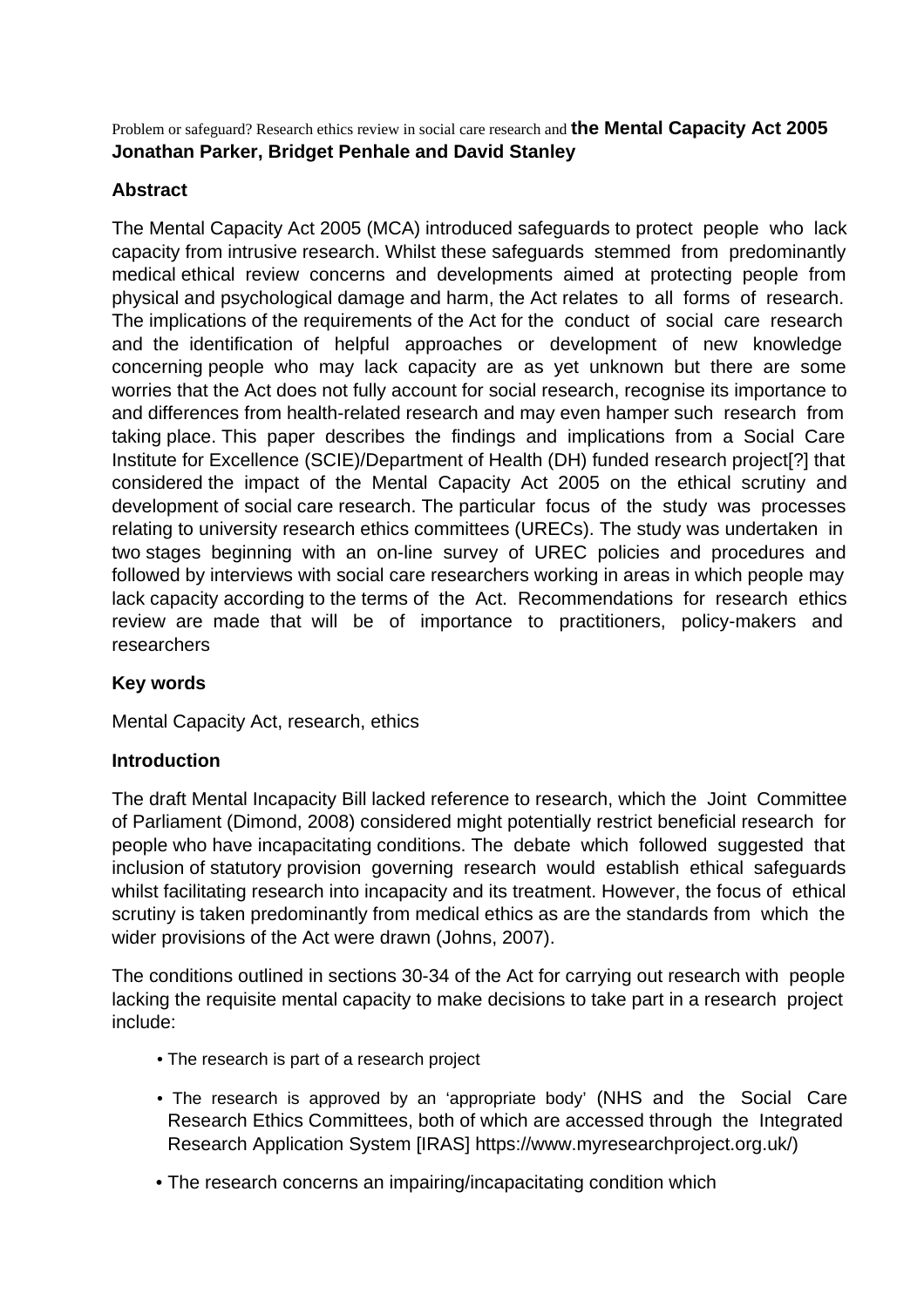# Problem or safeguard? Research ethics review in social care research and the Mental Capacity Act 2005

**Jonathan Parker, Bridget Penhale and David Stanley**

## Abstract

The Mental Capacity Act 2005 (MCA) introduced safeguards to protect people who lack capacity from intrusive research. Whilst these safeguards stemmed from predominantly medical ethical review concerns and developments aimed at protecting people from physical and psychological damage and harm, the Act relates to all forms of research. The implications of the requirements of the Act for the conduct of social care research and the identification of helpful approaches or development of new knowledge concerning people who may lack capacity are as yet unknown but there are some worries that the Act does not fully account for social research, recognise its importance to and differences from health-related research and may even hamper such research from taking place. This paper describes the findings and implications from a Social Care Institute for Excellence (SCIE)/Department of Health (DH) funded research project[?] that considered the impact of the Mental Capacity Act 2005 on the ethical scrutiny and development of social care research. The particular focus of the study was processes relating to university research ethics committees (URECs). The study was undertaken in two stages beginning with an on-line survey of UREC policies and procedures and followed by interviews with social care researchers working in areas in which people may lack capacity according to the terms of the Act. Recommendations for research ethics review are made that will be of importance to practitioners, policy-makers and researchers

## Key words

Mental Capacity Act, research, ethics

## Introduction

The draft Mental Incapacity Bill lacked reference to research, which the Joint Committee of Parliament (Dimond, 2008) considered might potentially restrict beneficial research for people who have incapacitating conditions. The debate which followed suggested that inclusion of statutory provision governing research would establish ethical safeguards whilst facilitating research into incapacity and its treatment. However, the focus of ethical scrutiny is taken predominantly from medical ethics as are the standards from which the wider provisions of the Act were drawn (Johns, 2007).

The conditions outlined in sections 30-34 of the Act for carrying out research with people lacking the requisite mental capacity to make decisions to take part in a research project include:

- The research is part of a research project
- The research is approved by an 'appropriate body' (NHS and the Social Care Research Ethics Committees, both of which are accessed through the Integrated Research Application System [IRAS] https://www.myresearchproject.org.uk/)
- The research concerns an impairing/incapacitating condition which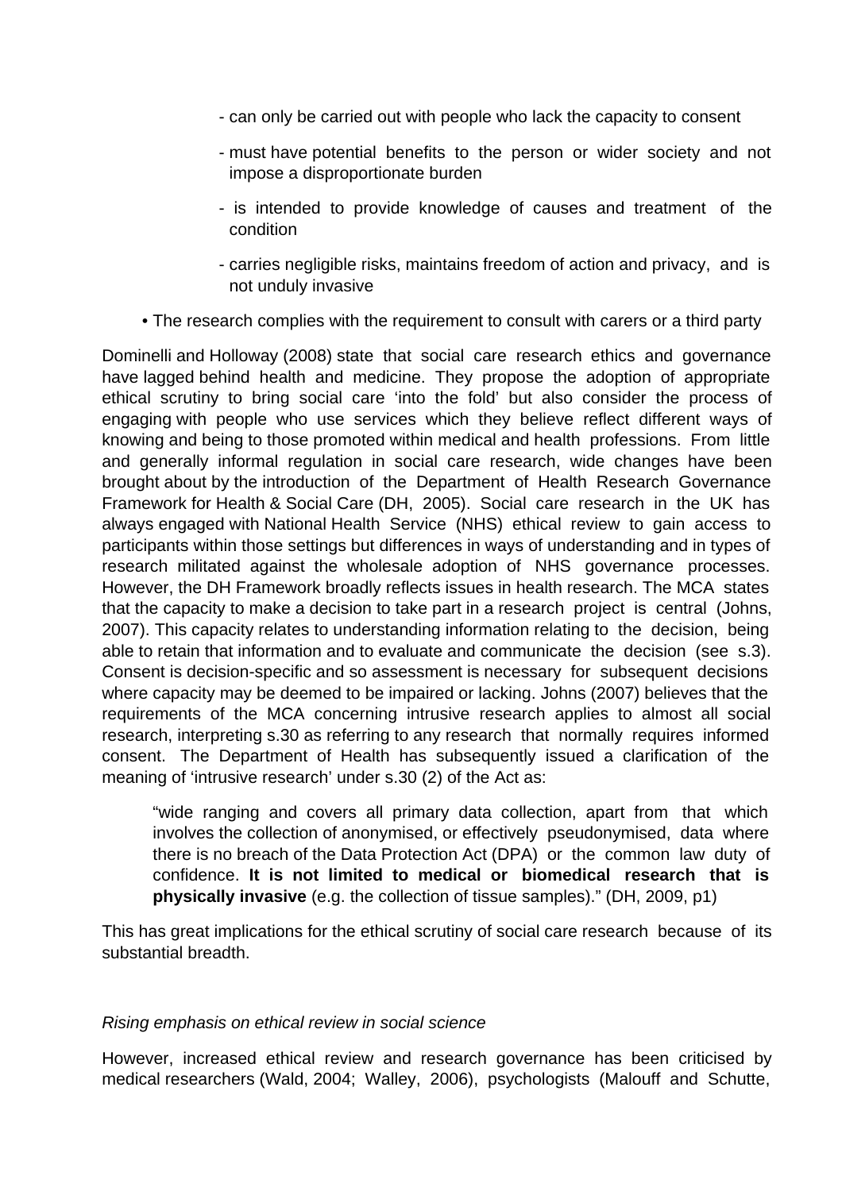- can only be carried out with people who lack the capacity to consent
    - must have potential benefits to the person or wider society and not impose a disproportionate burden
    - is intended to provide knowledge of causes and treatment of the condition
    - carries negligible risks, maintains freedom of action and privacy, and is not unduly invasive
- The research complies with the requirement to consult with carers or a third party

Dominelli and Holloway (2008) state that social care research ethics and governance have lagged behind health and medicine. They propose the adoption of appropriate ethical scrutiny to bring social care 'into the fold' but also consider the process of engaging with people who use services which they believe reflect different ways of knowing and being to those promoted within medical and health professions. From little and generally informal regulation in social care research, wide changes have been brought about by the introduction of the Department of Health Research Governance Framework for Health & Social Care (DH, 2005). Social care research in the UK has always engaged with National Health Service (NHS) ethical review to gain access to participants within those settings but differences in ways of understanding and in types of research militated against the wholesale adoption of NHS governance processes. However, the DH Framework broadly reflects issues in health research. The MCA states that the capacity to make a decision to take part in a research project is central (Johns, 2007). This capacity relates to understanding information relating to the decision, being able to retain that information and to evaluate and communicate the decision (see s.3). Consent is decision-specific and so assessment is necessary for subsequent decisions where capacity may be deemed to be impaired or lacking. Johns (2007) believes that the requirements of the MCA concerning intrusive research applies to almost all social research, interpreting s.30 as referring to any research that normally requires informed consent. The Department of Health has subsequently issued a clarification of the meaning of 'intrusive research' under s.30 (2) of the Act as:

> "wide ranging and covers all primary data collection, apart from that which involves the collection of anonymised, or effectively pseudonymised, data where there is no breach of the Data Protection Act (DPA) or the common law duty of confidence. **It is not limited to medical or biomedical research that is physically invasive** (e.g. the collection of tissue samples)." (DH, 2009, p1)

This has great implications for the ethical scrutiny of social care research because of its substantial breadth.

*Rising emphasis on ethical review in social science*

However, increased ethical review and research governance has been criticised by medical researchers (Wald, 2004; Walley, 2006), psychologists (Malouff and Schutte,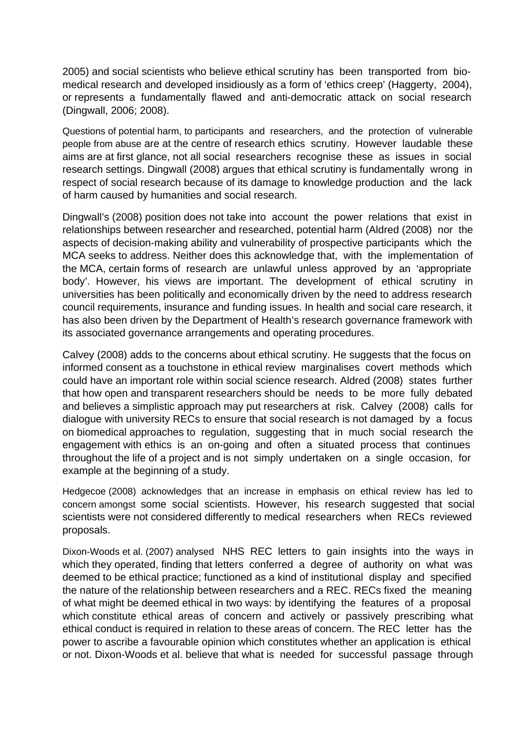2005) and social scientists who believe ethical scrutiny has been transported from bio-medical research and developed insidiously as a form of 'ethics creep' (Haggerty, 2004), or represents a fundamentally flawed and anti-democratic attack on social research (Dingwall, 2006; 2008).

Questions of potential harm, to participants and researchers, and the protection of vulnerable people from abuse are at the centre of research ethics scrutiny. However laudable these aims are at first glance, not all social researchers recognise these as issues in social research settings. Dingwall (2008) argues that ethical scrutiny is fundamentally wrong in respect of social research because of its damage to knowledge production and the lack of harm caused by humanities and social research.

Dingwall's (2008) position does not take into account the power relations that exist in relationships between researcher and researched, potential harm (Aldred (2008) nor the aspects of decision-making ability and vulnerability of prospective participants which the MCA seeks to address. Neither does this acknowledge that, with the implementation of the MCA, certain forms of research are unlawful unless approved by an 'appropriate body'. However, his views are important. The development of ethical scrutiny in universities has been politically and economically driven by the need to address research council requirements, insurance and funding issues. In health and social care research, it has also been driven by the Department of Health's research governance framework with its associated governance arrangements and operating procedures.

Calvey (2008) adds to the concerns about ethical scrutiny. He suggests that the focus on informed consent as a touchstone in ethical review marginalises covert methods which could have an important role within social science research. Aldred (2008) states further that how open and transparent researchers should be needs to be more fully debated and believes a simplistic approach may put researchers at risk. Calvey (2008) calls for dialogue with university RECs to ensure that social research is not damaged by a focus on biomedical approaches to regulation, suggesting that in much social research the engagement with ethics is an on-going and often a situated process that continues throughout the life of a project and is not simply undertaken on a single occasion, for example at the beginning of a study.

Hedgecoe (2008) acknowledges that an increase in emphasis on ethical review has led to concern amongst some social scientists. However, his research suggested that social scientists were not considered differently to medical researchers when RECs reviewed proposals.

Dixon-Woods et al. (2007) analysed NHS REC letters to gain insights into the ways in which they operated, finding that letters conferred a degree of authority on what was deemed to be ethical practice; functioned as a kind of institutional display and specified the nature of the relationship between researchers and a REC. RECs fixed the meaning of what might be deemed ethical in two ways: by identifying the features of a proposal which constitute ethical areas of concern and actively or passively prescribing what ethical conduct is required in relation to these areas of concern. The REC letter has the power to ascribe a favourable opinion which constitutes whether an application is ethical or not. Dixon-Woods et al. believe that what is needed for successful passage through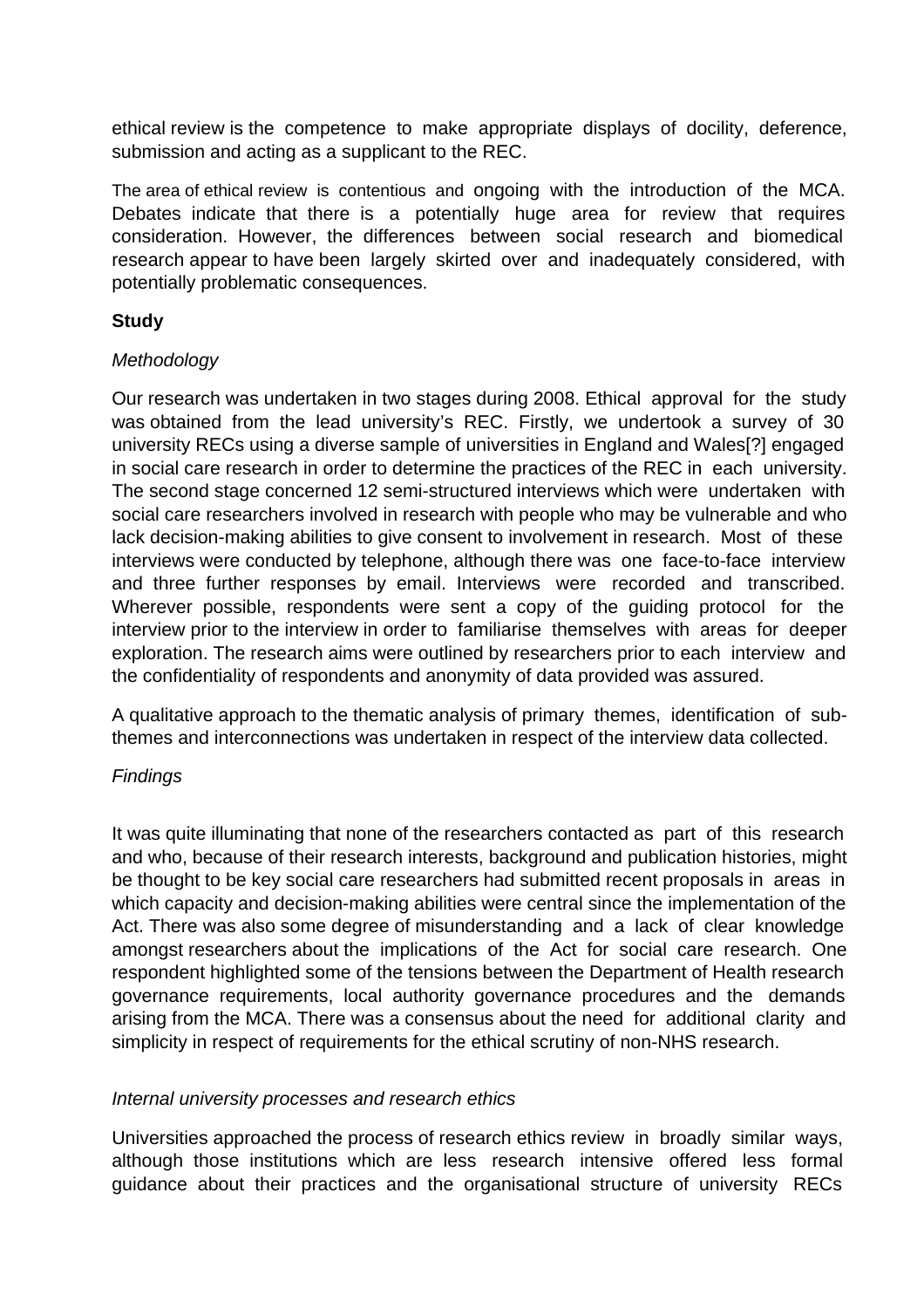ethical review is the competence to make appropriate displays of docility, deference, submission and acting as a supplicant to the REC.

The area of ethical review is contentious and ongoing with the introduction of the MCA. Debates indicate that there is a potentially huge area for review that requires consideration. However, the differences between social research and biomedical research appear to have been largely skirted over and inadequately considered, with potentially problematic consequences.

**Study**

*Methodology*

Our research was undertaken in two stages during 2008. Ethical approval for the study was obtained from the lead university's REC. Firstly, we undertook a survey of 30 university RECs using a diverse sample of universities in England and Wales[?] engaged in social care research in order to determine the practices of the REC in each university. The second stage concerned 12 semi-structured interviews which were undertaken with social care researchers involved in research with people who may be vulnerable and who lack decision-making abilities to give consent to involvement in research. Most of these interviews were conducted by telephone, although there was one face-to-face interview and three further responses by email. Interviews were recorded and transcribed. Wherever possible, respondents were sent a copy of the guiding protocol for the interview prior to the interview in order to familiarise themselves with areas for deeper exploration. The research aims were outlined by researchers prior to each interview and the confidentiality of respondents and anonymity of data provided was assured.

A qualitative approach to the thematic analysis of primary themes, identification of sub-themes and interconnections was undertaken in respect of the interview data collected.

*Findings*

It was quite illuminating that none of the researchers contacted as part of this research and who, because of their research interests, background and publication histories, might be thought to be key social care researchers had submitted recent proposals in areas in which capacity and decision-making abilities were central since the implementation of the Act. There was also some degree of misunderstanding and a lack of clear knowledge amongst researchers about the implications of the Act for social care research. One respondent highlighted some of the tensions between the Department of Health research governance requirements, local authority governance procedures and the demands arising from the MCA. There was a consensus about the need for additional clarity and simplicity in respect of requirements for the ethical scrutiny of non-NHS research.

*Internal university processes and research ethics*

Universities approached the process of research ethics review in broadly similar ways, although those institutions which are less research intensive offered less formal guidance about their practices and the organisational structure of university RECs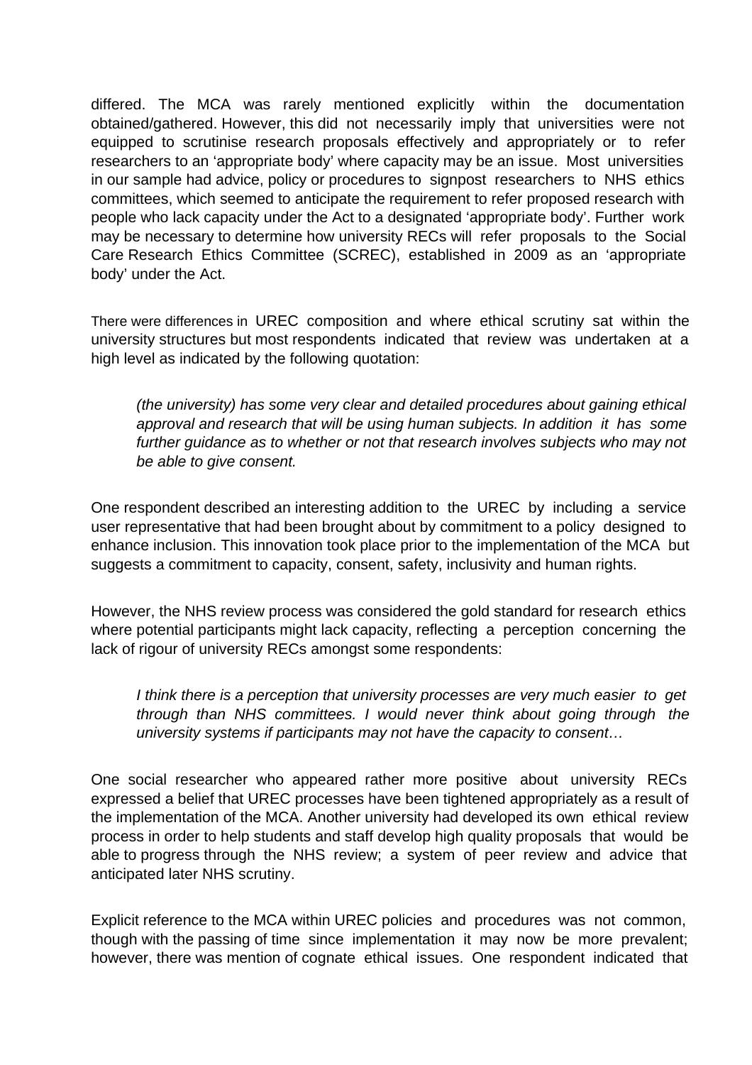differed. The MCA was rarely mentioned explicitly within the documentation obtained/gathered. However, this did not necessarily imply that universities were not equipped to scrutinise research proposals effectively and appropriately or to refer researchers to an 'appropriate body' where capacity may be an issue. Most universities in our sample had advice, policy or procedures to signpost researchers to NHS ethics committees, which seemed to anticipate the requirement to refer proposed research with people who lack capacity under the Act to a designated 'appropriate body'. Further work may be necessary to determine how university RECs will refer proposals to the Social Care Research Ethics Committee (SCREC), established in 2009 as an 'appropriate body' under the Act.

There were differences in UREC composition and where ethical scrutiny sat within the university structures but most respondents indicated that review was undertaken at a high level as indicated by the following quotation:

> *(the university) has some very clear and detailed procedures about gaining ethical approval and research that will be using human subjects. In addition it has some further guidance as to whether or not that research involves subjects who may not be able to give consent.*

One respondent described an interesting addition to the UREC by including a service user representative that had been brought about by commitment to a policy designed to enhance inclusion. This innovation took place prior to the implementation of the MCA but suggests a commitment to capacity, consent, safety, inclusivity and human rights.

However, the NHS review process was considered the gold standard for research ethics where potential participants might lack capacity, reflecting a perception concerning the lack of rigour of university RECs amongst some respondents:

> *I think there is a perception that university processes are very much easier to get through than NHS committees. I would never think about going through the university systems if participants may not have the capacity to consent…*

One social researcher who appeared rather more positive about university RECs expressed a belief that UREC processes have been tightened appropriately as a result of the implementation of the MCA. Another university had developed its own ethical review process in order to help students and staff develop high quality proposals that would be able to progress through the NHS review; a system of peer review and advice that anticipated later NHS scrutiny.

Explicit reference to the MCA within UREC policies and procedures was not common, though with the passing of time since implementation it may now be more prevalent; however, there was mention of cognate ethical issues. One respondent indicated that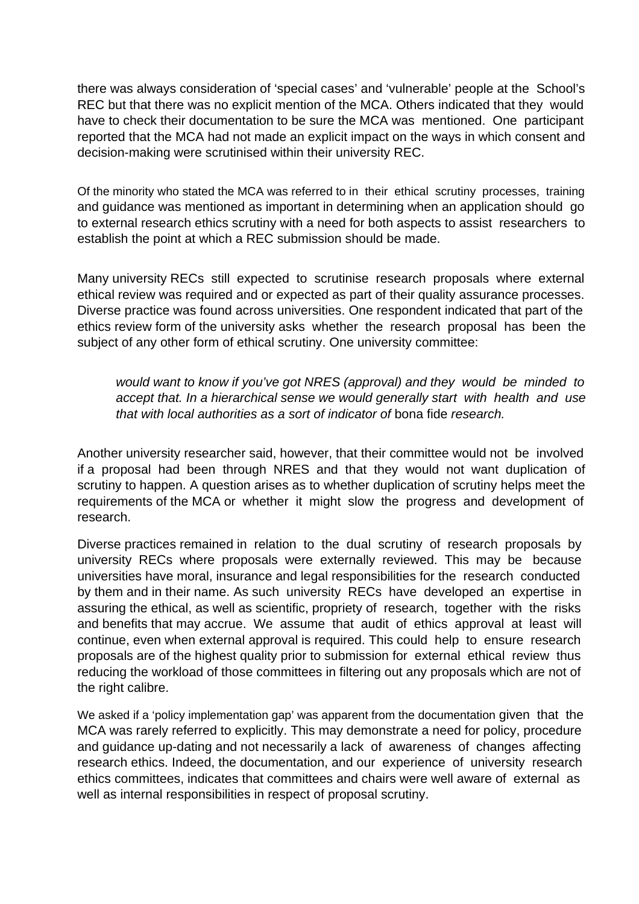there was always consideration of 'special cases' and 'vulnerable' people at the School's REC but that there was no explicit mention of the MCA. Others indicated that they would have to check their documentation to be sure the MCA was mentioned. One participant reported that the MCA had not made an explicit impact on the ways in which consent and decision-making were scrutinised within their university REC.

Of the minority who stated the MCA was referred to in their ethical scrutiny processes, training and guidance was mentioned as important in determining when an application should go to external research ethics scrutiny with a need for both aspects to assist researchers to establish the point at which a REC submission should be made.

Many university RECs still expected to scrutinise research proposals where external ethical review was required and or expected as part of their quality assurance processes. Diverse practice was found across universities. One respondent indicated that part of the ethics review form of the university asks whether the research proposal has been the subject of any other form of ethical scrutiny. One university committee:

> *would want to know if you've got NRES (approval) and they would be minded to accept that. In a hierarchical sense we would generally start with health and use that with local authorities as a sort of indicator of* bona fide *research.*

Another university researcher said, however, that their committee would not be involved if a proposal had been through NRES and that they would not want duplication of scrutiny to happen. A question arises as to whether duplication of scrutiny helps meet the requirements of the MCA or whether it might slow the progress and development of research.

Diverse practices remained in relation to the dual scrutiny of research proposals by university RECs where proposals were externally reviewed. This may be because universities have moral, insurance and legal responsibilities for the research conducted by them and in their name. As such university RECs have developed an expertise in assuring the ethical, as well as scientific, propriety of research, together with the risks and benefits that may accrue. We assume that audit of ethics approval at least will continue, even when external approval is required. This could help to ensure research proposals are of the highest quality prior to submission for external ethical review thus reducing the workload of those committees in filtering out any proposals which are not of the right calibre.

We asked if a 'policy implementation gap' was apparent from the documentation given that the MCA was rarely referred to explicitly. This may demonstrate a need for policy, procedure and guidance up-dating and not necessarily a lack of awareness of changes affecting research ethics. Indeed, the documentation, and our experience of university research ethics committees, indicates that committees and chairs were well aware of external as well as internal responsibilities in respect of proposal scrutiny.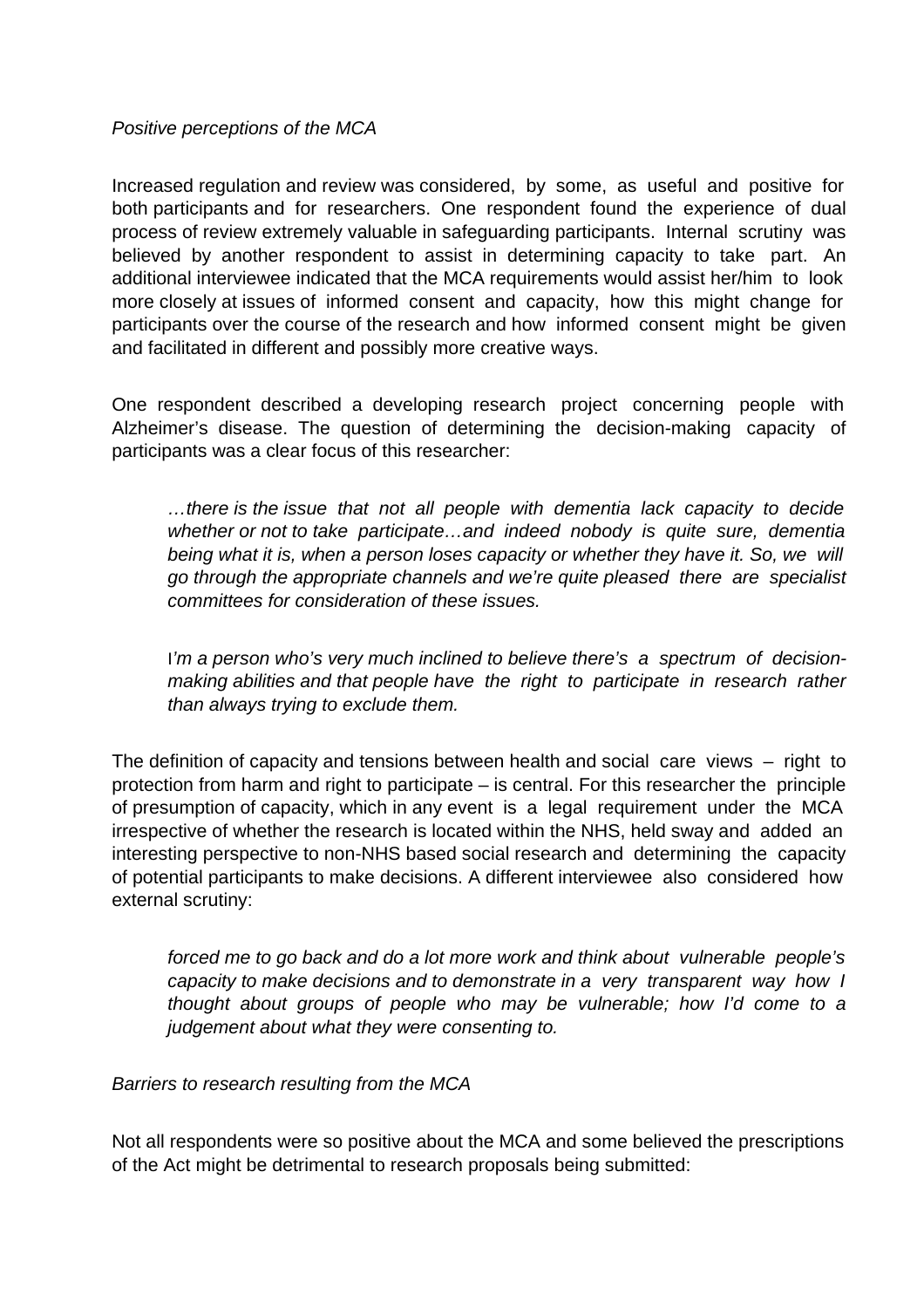*Positive perceptions of the MCA*

Increased regulation and review was considered, by some, as useful and positive for both participants and for researchers. One respondent found the experience of dual process of review extremely valuable in safeguarding participants. Internal scrutiny was believed by another respondent to assist in determining capacity to take part. An additional interviewee indicated that the MCA requirements would assist her/him to look more closely at issues of informed consent and capacity, how this might change for participants over the course of the research and how informed consent might be given and facilitated in different and possibly more creative ways.

One respondent described a developing research project concerning people with Alzheimer's disease. The question of determining the decision-making capacity of participants was a clear focus of this researcher:

> *…there is the issue that not all people with dementia lack capacity to decide whether or not to take participate…and indeed nobody is quite sure, dementia being what it is, when a person loses capacity or whether they have it. So, we will go through the appropriate channels and we're quite pleased there are specialist committees for consideration of these issues.*
>
> I*'m a person who's very much inclined to believe there's a spectrum of decision-making abilities and that people have the right to participate in research rather than always trying to exclude them.*

The definition of capacity and tensions between health and social care views – right to protection from harm and right to participate – is central. For this researcher the principle of presumption of capacity, which in any event is a legal requirement under the MCA irrespective of whether the research is located within the NHS, held sway and added an interesting perspective to non-NHS based social research and determining the capacity of potential participants to make decisions. A different interviewee also considered how external scrutiny:

> *forced me to go back and do a lot more work and think about vulnerable people's capacity to make decisions and to demonstrate in a very transparent way how I thought about groups of people who may be vulnerable; how I'd come to a judgement about what they were consenting to.*

*Barriers to research resulting from the MCA*

Not all respondents were so positive about the MCA and some believed the prescriptions of the Act might be detrimental to research proposals being submitted: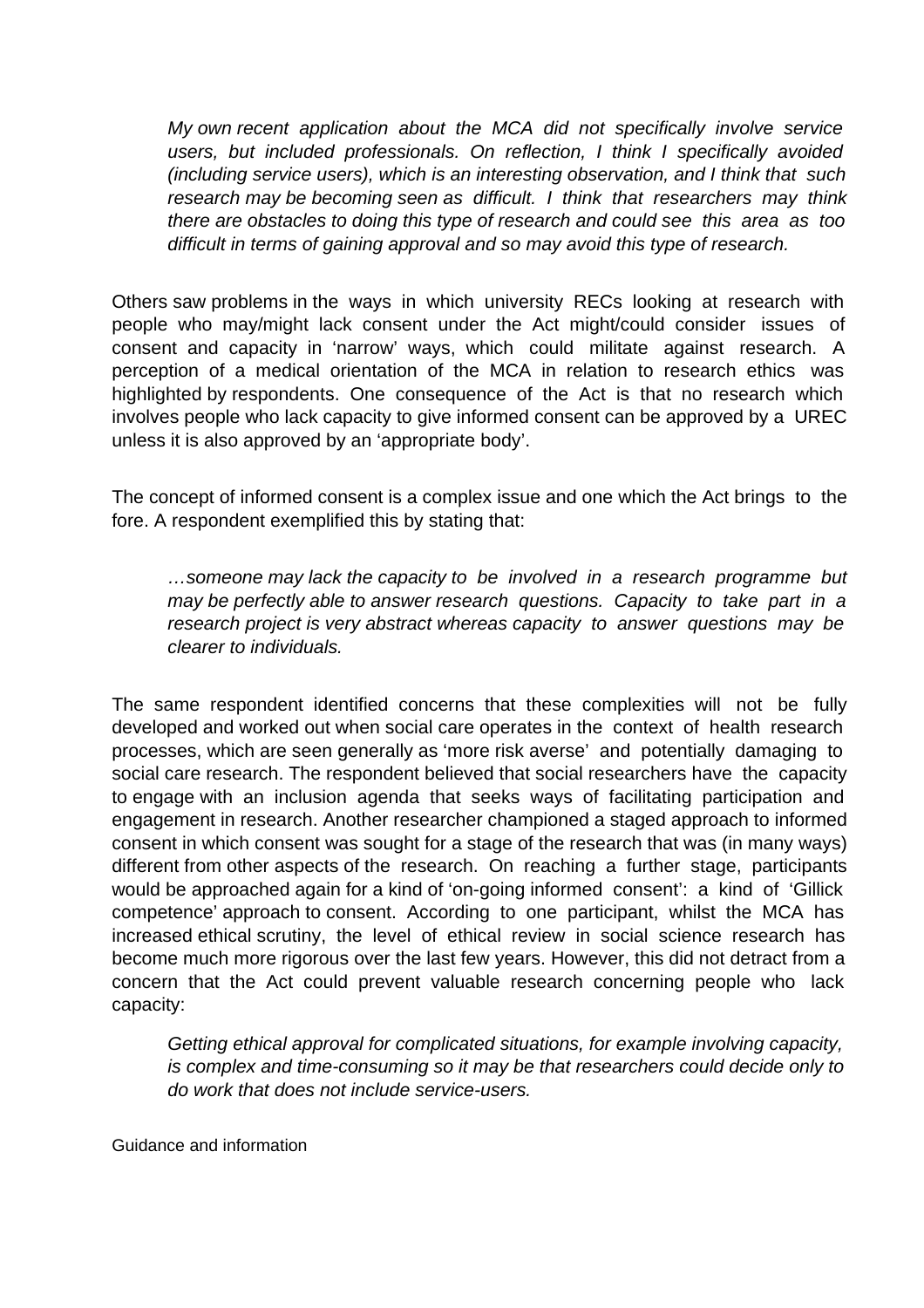> *My own recent application about the MCA did not specifically involve service users, but included professionals. On reflection, I think I specifically avoided (including service users), which is an interesting observation, and I think that such research may be becoming seen as difficult. I think that researchers may think there are obstacles to doing this type of research and could see this area as too difficult in terms of gaining approval and so may avoid this type of research.*

Others saw problems in the ways in which university RECs looking at research with people who may/might lack consent under the Act might/could consider issues of consent and capacity in 'narrow' ways, which could militate against research. A perception of a medical orientation of the MCA in relation to research ethics was highlighted by respondents. One consequence of the Act is that no research which involves people who lack capacity to give informed consent can be approved by a UREC unless it is also approved by an 'appropriate body'.

The concept of informed consent is a complex issue and one which the Act brings to the fore. A respondent exemplified this by stating that:

> *…someone may lack the capacity to be involved in a research programme but may be perfectly able to answer research questions. Capacity to take part in a research project is very abstract whereas capacity to answer questions may be clearer to individuals.*

The same respondent identified concerns that these complexities will not be fully developed and worked out when social care operates in the context of health research processes, which are seen generally as 'more risk averse' and potentially damaging to social care research. The respondent believed that social researchers have the capacity to engage with an inclusion agenda that seeks ways of facilitating participation and engagement in research. Another researcher championed a staged approach to informed consent in which consent was sought for a stage of the research that was (in many ways) different from other aspects of the research. On reaching a further stage, participants would be approached again for a kind of 'on-going informed consent': a kind of 'Gillick competence' approach to consent. According to one participant, whilst the MCA has increased ethical scrutiny, the level of ethical review in social science research has become much more rigorous over the last few years. However, this did not detract from a concern that the Act could prevent valuable research concerning people who lack capacity:

> *Getting ethical approval for complicated situations, for example involving capacity, is complex and time-consuming so it may be that researchers could decide only to do work that does not include service-users.*

### Guidance and information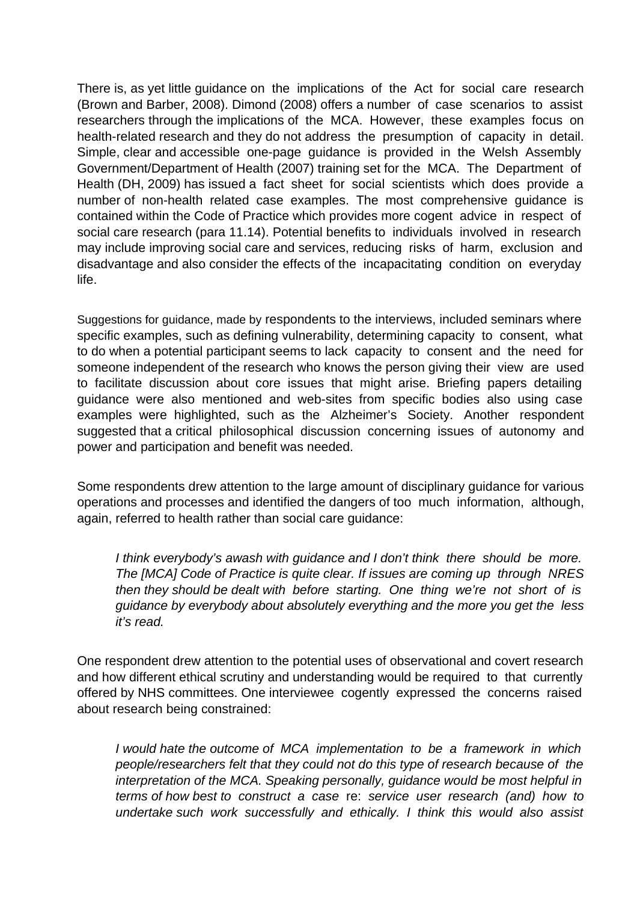There is, as yet little guidance on the implications of the Act for social care research (Brown and Barber, 2008). Dimond (2008) offers a number of case scenarios to assist researchers through the implications of the MCA. However, these examples focus on health-related research and they do not address the presumption of capacity in detail. Simple, clear and accessible one-page guidance is provided in the Welsh Assembly Government/Department of Health (2007) training set for the MCA. The Department of Health (DH, 2009) has issued a fact sheet for social scientists which does provide a number of non-health related case examples. The most comprehensive guidance is contained within the Code of Practice which provides more cogent advice in respect of social care research (para 11.14). Potential benefits to individuals involved in research may include improving social care and services, reducing risks of harm, exclusion and disadvantage and also consider the effects of the incapacitating condition on everyday life.

Suggestions for guidance, made by respondents to the interviews, included seminars where specific examples, such as defining vulnerability, determining capacity to consent, what to do when a potential participant seems to lack capacity to consent and the need for someone independent of the research who knows the person giving their view are used to facilitate discussion about core issues that might arise. Briefing papers detailing guidance were also mentioned and web-sites from specific bodies also using case examples were highlighted, such as the Alzheimer's Society. Another respondent suggested that a critical philosophical discussion concerning issues of autonomy and power and participation and benefit was needed.

Some respondents drew attention to the large amount of disciplinary guidance for various operations and processes and identified the dangers of too much information, although, again, referred to health rather than social care guidance:

> *I think everybody's awash with guidance and I don't think there should be more. The [MCA] Code of Practice is quite clear. If issues are coming up through NRES then they should be dealt with before starting. One thing we're not short of is guidance by everybody about absolutely everything and the more you get the less it's read.*

One respondent drew attention to the potential uses of observational and covert research and how different ethical scrutiny and understanding would be required to that currently offered by NHS committees. One interviewee cogently expressed the concerns raised about research being constrained:

> *I would hate the outcome of MCA implementation to be a framework in which people/researchers felt that they could not do this type of research because of the interpretation of the MCA. Speaking personally, guidance would be most helpful in terms of how best to construct a case* re: *service user research (and) how to undertake such work successfully and ethically. I think this would also assist*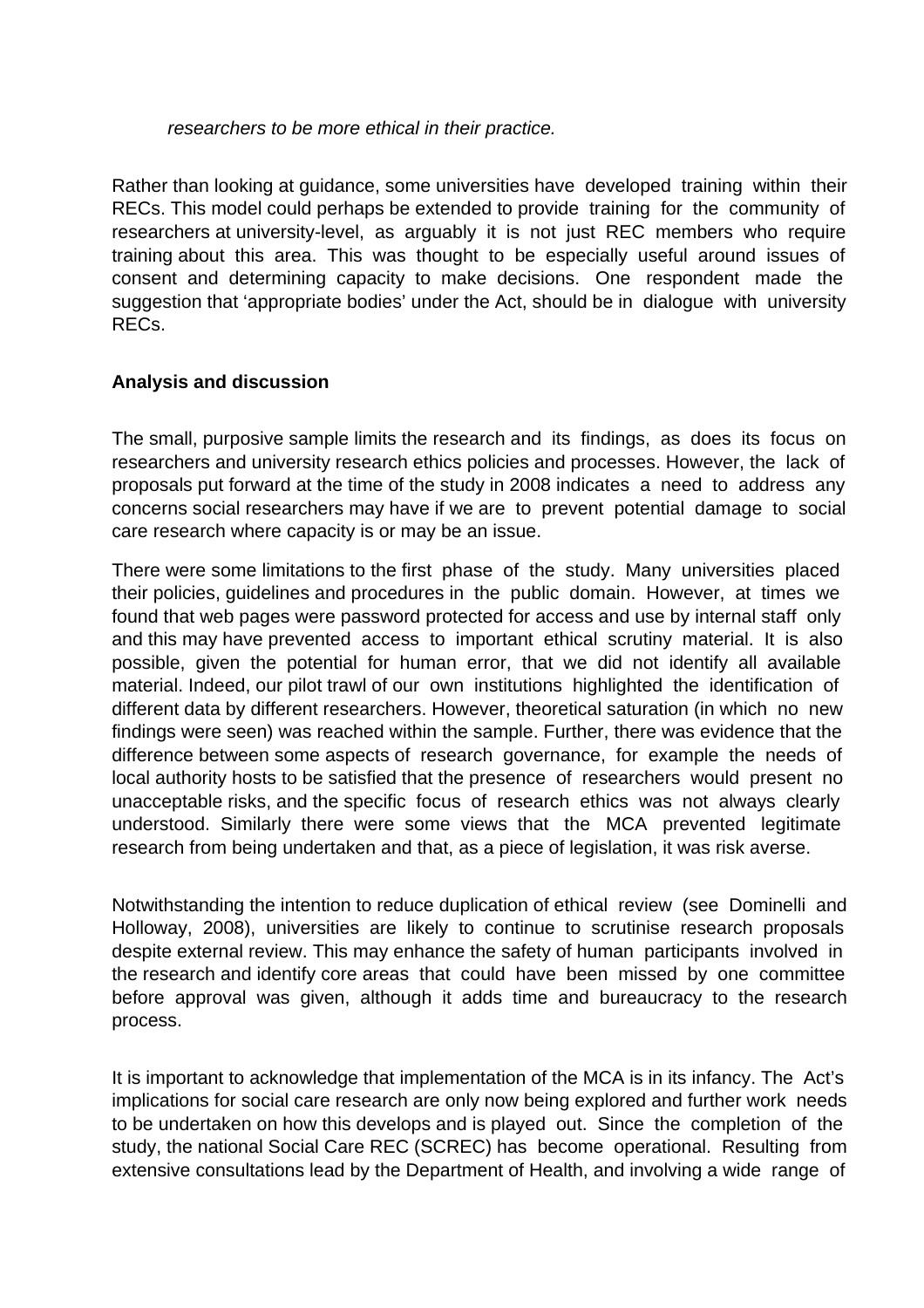*researchers to be more ethical in their practice.*

Rather than looking at guidance, some universities have developed training within their RECs. This model could perhaps be extended to provide training for the community of researchers at university-level, as arguably it is not just REC members who require training about this area. This was thought to be especially useful around issues of consent and determining capacity to make decisions. One respondent made the suggestion that 'appropriate bodies' under the Act, should be in dialogue with university RECs.

**Analysis and discussion**

The small, purposive sample limits the research and its findings, as does its focus on researchers and university research ethics policies and processes. However, the lack of proposals put forward at the time of the study in 2008 indicates a need to address any concerns social researchers may have if we are to prevent potential damage to social care research where capacity is or may be an issue.

There were some limitations to the first phase of the study. Many universities placed their policies, guidelines and procedures in the public domain. However, at times we found that web pages were password protected for access and use by internal staff only and this may have prevented access to important ethical scrutiny material. It is also possible, given the potential for human error, that we did not identify all available material. Indeed, our pilot trawl of our own institutions highlighted the identification of different data by different researchers. However, theoretical saturation (in which no new findings were seen) was reached within the sample. Further, there was evidence that the difference between some aspects of research governance, for example the needs of local authority hosts to be satisfied that the presence of researchers would present no unacceptable risks, and the specific focus of research ethics was not always clearly understood. Similarly there were some views that the MCA prevented legitimate research from being undertaken and that, as a piece of legislation, it was risk averse.

Notwithstanding the intention to reduce duplication of ethical review (see Dominelli and Holloway, 2008), universities are likely to continue to scrutinise research proposals despite external review. This may enhance the safety of human participants involved in the research and identify core areas that could have been missed by one committee before approval was given, although it adds time and bureaucracy to the research process.

It is important to acknowledge that implementation of the MCA is in its infancy. The Act's implications for social care research are only now being explored and further work needs to be undertaken on how this develops and is played out. Since the completion of the study, the national Social Care REC (SCREC) has become operational. Resulting from extensive consultations lead by the Department of Health, and involving a wide range of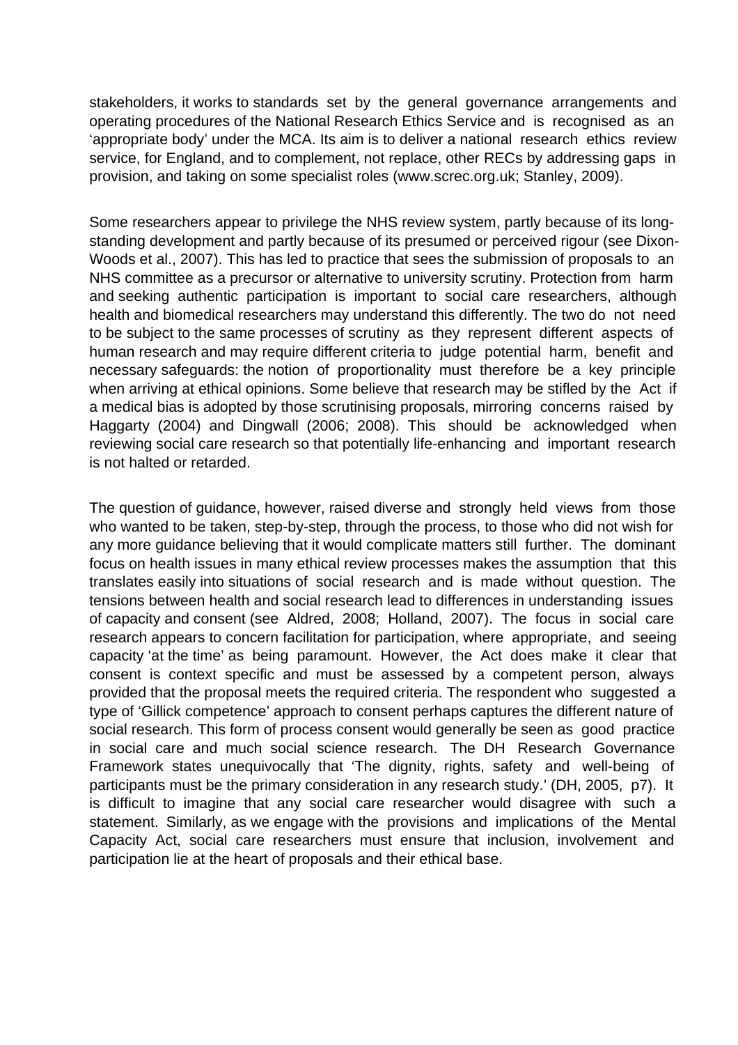stakeholders, it works to standards set by the general governance arrangements and operating procedures of the National Research Ethics Service and is recognised as an 'appropriate body' under the MCA. Its aim is to deliver a national research ethics review service, for England, and to complement, not replace, other RECs by addressing gaps in provision, and taking on some specialist roles (www.screc.org.uk; Stanley, 2009).

Some researchers appear to privilege the NHS review system, partly because of its long-standing development and partly because of its presumed or perceived rigour (see Dixon-Woods et al., 2007). This has led to practice that sees the submission of proposals to an NHS committee as a precursor or alternative to university scrutiny. Protection from harm and seeking authentic participation is important to social care researchers, although health and biomedical researchers may understand this differently. The two do not need to be subject to the same processes of scrutiny as they represent different aspects of human research and may require different criteria to judge potential harm, benefit and necessary safeguards: the notion of proportionality must therefore be a key principle when arriving at ethical opinions. Some believe that research may be stifled by the Act if a medical bias is adopted by those scrutinising proposals, mirroring concerns raised by Haggarty (2004) and Dingwall (2006; 2008). This should be acknowledged when reviewing social care research so that potentially life-enhancing and important research is not halted or retarded.

The question of guidance, however, raised diverse and strongly held views from those who wanted to be taken, step-by-step, through the process, to those who did not wish for any more guidance believing that it would complicate matters still further. The dominant focus on health issues in many ethical review processes makes the assumption that this translates easily into situations of social research and is made without question. The tensions between health and social research lead to differences in understanding issues of capacity and consent (see Aldred, 2008; Holland, 2007). The focus in social care research appears to concern facilitation for participation, where appropriate, and seeing capacity 'at the time' as being paramount. However, the Act does make it clear that consent is context specific and must be assessed by a competent person, always provided that the proposal meets the required criteria. The respondent who suggested a type of 'Gillick competence' approach to consent perhaps captures the different nature of social research. This form of process consent would generally be seen as good practice in social care and much social science research. The DH Research Governance Framework states unequivocally that 'The dignity, rights, safety and well-being of participants must be the primary consideration in any research study.' (DH, 2005, p7). It is difficult to imagine that any social care researcher would disagree with such a statement. Similarly, as we engage with the provisions and implications of the Mental Capacity Act, social care researchers must ensure that inclusion, involvement and participation lie at the heart of proposals and their ethical base.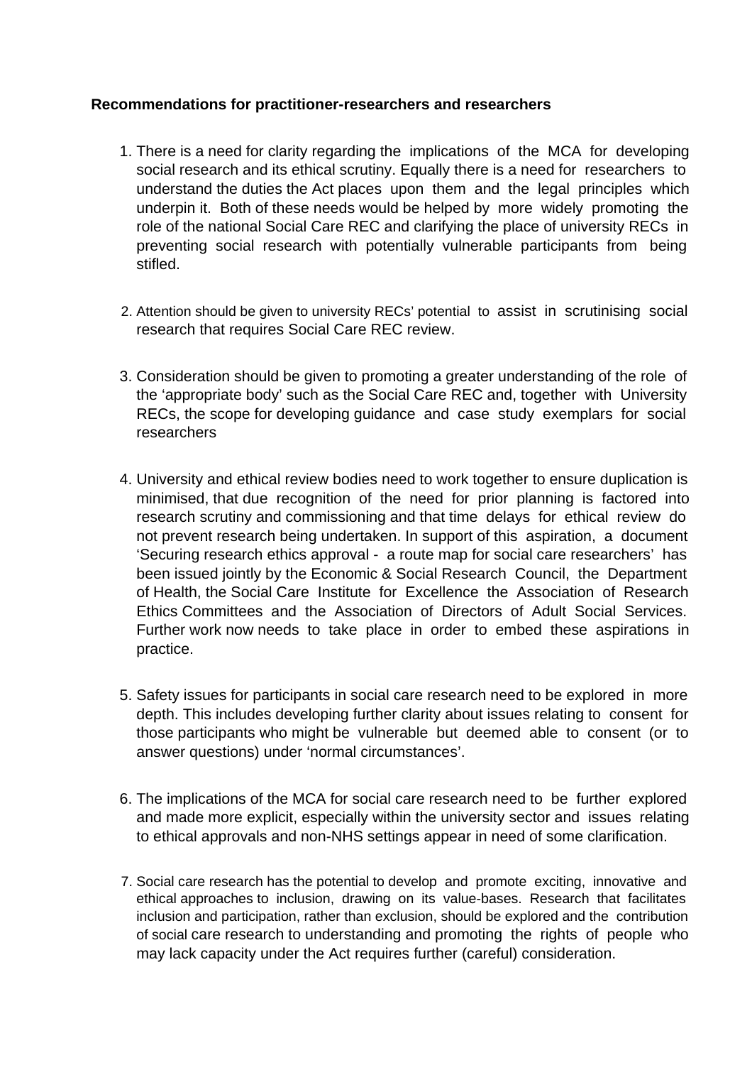**Recommendations for practitioner-researchers and researchers**

1. There is a need for clarity regarding the implications of the MCA for developing social research and its ethical scrutiny. Equally there is a need for researchers to understand the duties the Act places upon them and the legal principles which underpin it. Both of these needs would be helped by more widely promoting the role of the national Social Care REC and clarifying the place of university RECs in preventing social research with potentially vulnerable participants from being stifled.

2. Attention should be given to university RECs' potential to assist in scrutinising social research that requires Social Care REC review.

3. Consideration should be given to promoting a greater understanding of the role of the 'appropriate body' such as the Social Care REC and, together with University RECs, the scope for developing guidance and case study exemplars for social researchers

4. University and ethical review bodies need to work together to ensure duplication is minimised, that due recognition of the need for prior planning is factored into research scrutiny and commissioning and that time delays for ethical review do not prevent research being undertaken. In support of this aspiration, a document 'Securing research ethics approval - a route map for social care researchers' has been issued jointly by the Economic & Social Research Council, the Department of Health, the Social Care Institute for Excellence the Association of Research Ethics Committees and the Association of Directors of Adult Social Services. Further work now needs to take place in order to embed these aspirations in practice.

5. Safety issues for participants in social care research need to be explored in more depth. This includes developing further clarity about issues relating to consent for those participants who might be vulnerable but deemed able to consent (or to answer questions) under 'normal circumstances'.

6. The implications of the MCA for social care research need to be further explored and made more explicit, especially within the university sector and issues relating to ethical approvals and non-NHS settings appear in need of some clarification.

7. Social care research has the potential to develop and promote exciting, innovative and ethical approaches to inclusion, drawing on its value-bases. Research that facilitates inclusion and participation, rather than exclusion, should be explored and the contribution of social care research to understanding and promoting the rights of people who may lack capacity under the Act requires further (careful) consideration.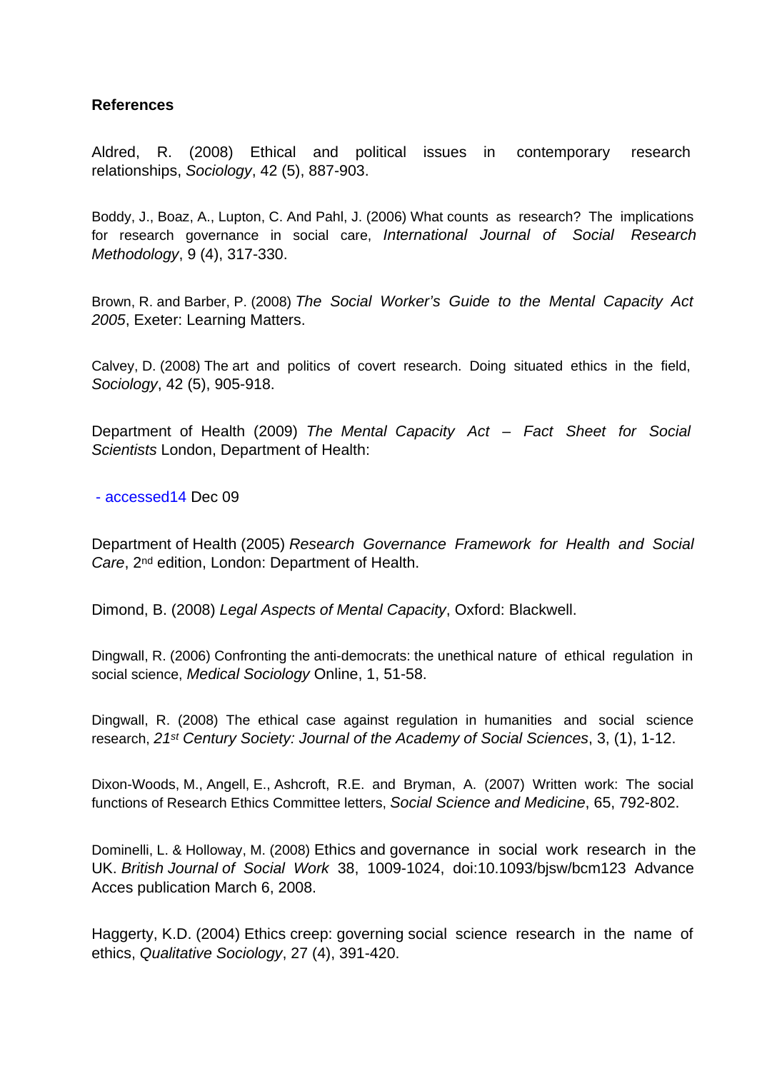**References**

Aldred, R. (2008) Ethical and political issues in contemporary research relationships, *Sociology*, 42 (5), 887-903.

Boddy, J., Boaz, A., Lupton, C. And Pahl, J. (2006) What counts as research? The implications for research governance in social care, *International Journal of Social Research Methodology*, 9 (4), 317-330.

Brown, R. and Barber, P. (2008) *The Social Worker's Guide to the Mental Capacity Act 2005*, Exeter: Learning Matters.

Calvey, D. (2008) The art and politics of covert research. Doing situated ethics in the field, *Sociology*, 42 (5), 905-918.

Department of Health (2009) *The Mental Capacity Act – Fact Sheet for Social Scientists* London, Department of Health:

- accessed14 Dec 09

Department of Health (2005) *Research Governance Framework for Health and Social Care*, 2nd edition, London: Department of Health.

Dimond, B. (2008) *Legal Aspects of Mental Capacity*, Oxford: Blackwell.

Dingwall, R. (2006) Confronting the anti-democrats: the unethical nature of ethical regulation in social science, *Medical Sociology* Online, 1, 51-58.

Dingwall, R. (2008) The ethical case against regulation in humanities and social science research, *21st Century Society: Journal of the Academy of Social Sciences*, 3, (1), 1-12.

Dixon-Woods, M., Angell, E., Ashcroft, R.E. and Bryman, A. (2007) Written work: The social functions of Research Ethics Committee letters, *Social Science and Medicine*, 65, 792-802.

Dominelli, L. & Holloway, M. (2008) Ethics and governance in social work research in the UK. *British Journal of Social Work* 38, 1009-1024, doi:10.1093/bjsw/bcm123 Advance Acces publication March 6, 2008.

Haggerty, K.D. (2004) Ethics creep: governing social science research in the name of ethics, *Qualitative Sociology*, 27 (4), 391-420.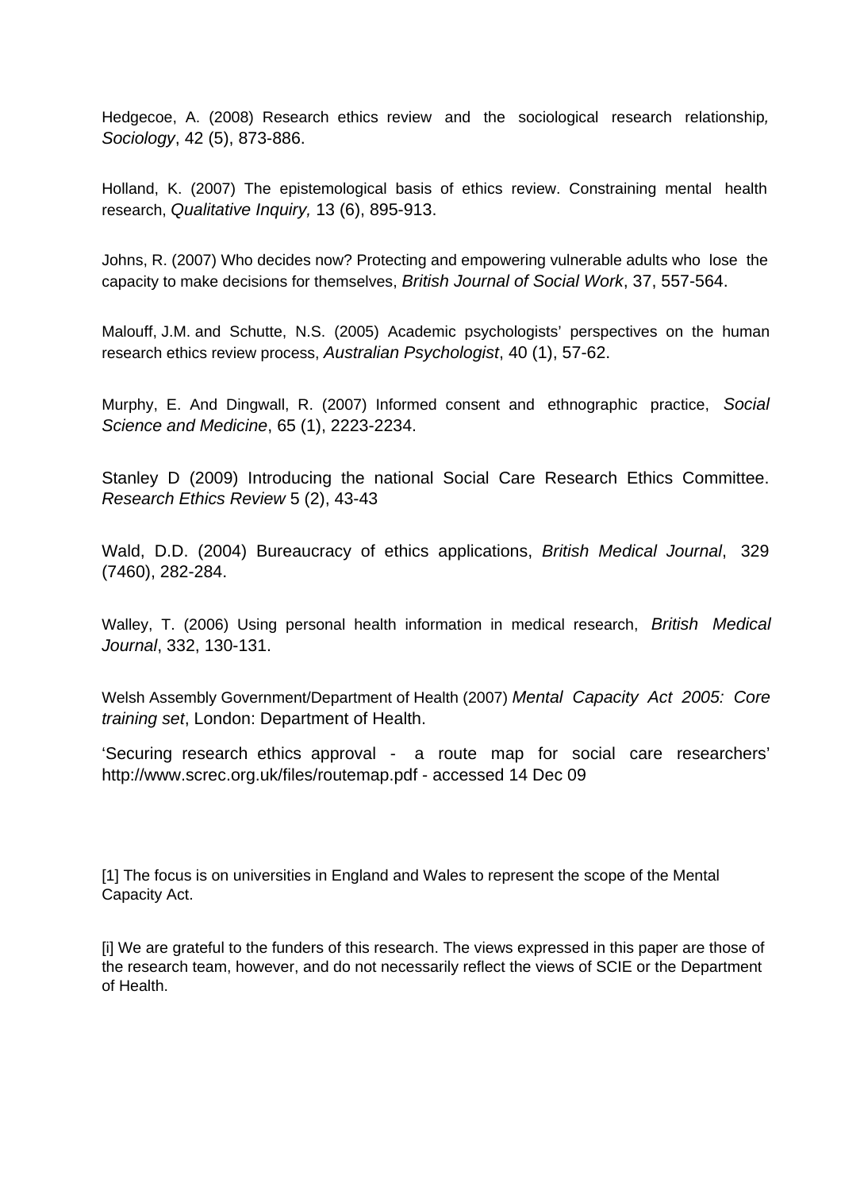Hedgecoe, A. (2008) Research ethics review and the sociological research relationship*,* *Sociology*, 42 (5), 873-886.

Holland, K. (2007) The epistemological basis of ethics review. Constraining mental health research, *Qualitative Inquiry,* 13 (6), 895-913.

Johns, R. (2007) Who decides now? Protecting and empowering vulnerable adults who lose the capacity to make decisions for themselves, *British Journal of Social Work*, 37, 557-564.

Malouff, J.M. and Schutte, N.S. (2005) Academic psychologists' perspectives on the human research ethics review process, *Australian Psychologist*, 40 (1), 57-62.

Murphy, E. And Dingwall, R. (2007) Informed consent and ethnographic practice, *Social Science and Medicine*, 65 (1), 2223-2234.

Stanley D (2009) Introducing the national Social Care Research Ethics Committee. *Research Ethics Review* 5 (2), 43-43

Wald, D.D. (2004) Bureaucracy of ethics applications, *British Medical Journal*, 329 (7460), 282-284.

Walley, T. (2006) Using personal health information in medical research, *British Medical Journal*, 332, 130-131.

Welsh Assembly Government/Department of Health (2007) *Mental Capacity Act 2005: Core training set*, London: Department of Health.

'Securing research ethics approval - a route map for social care researchers' http://www.screc.org.uk/files/routemap.pdf - accessed 14 Dec 09

[1] The focus is on universities in England and Wales to represent the scope of the Mental Capacity Act.

[i] We are grateful to the funders of this research. The views expressed in this paper are those of the research team, however, and do not necessarily reflect the views of SCIE or the Department of Health.